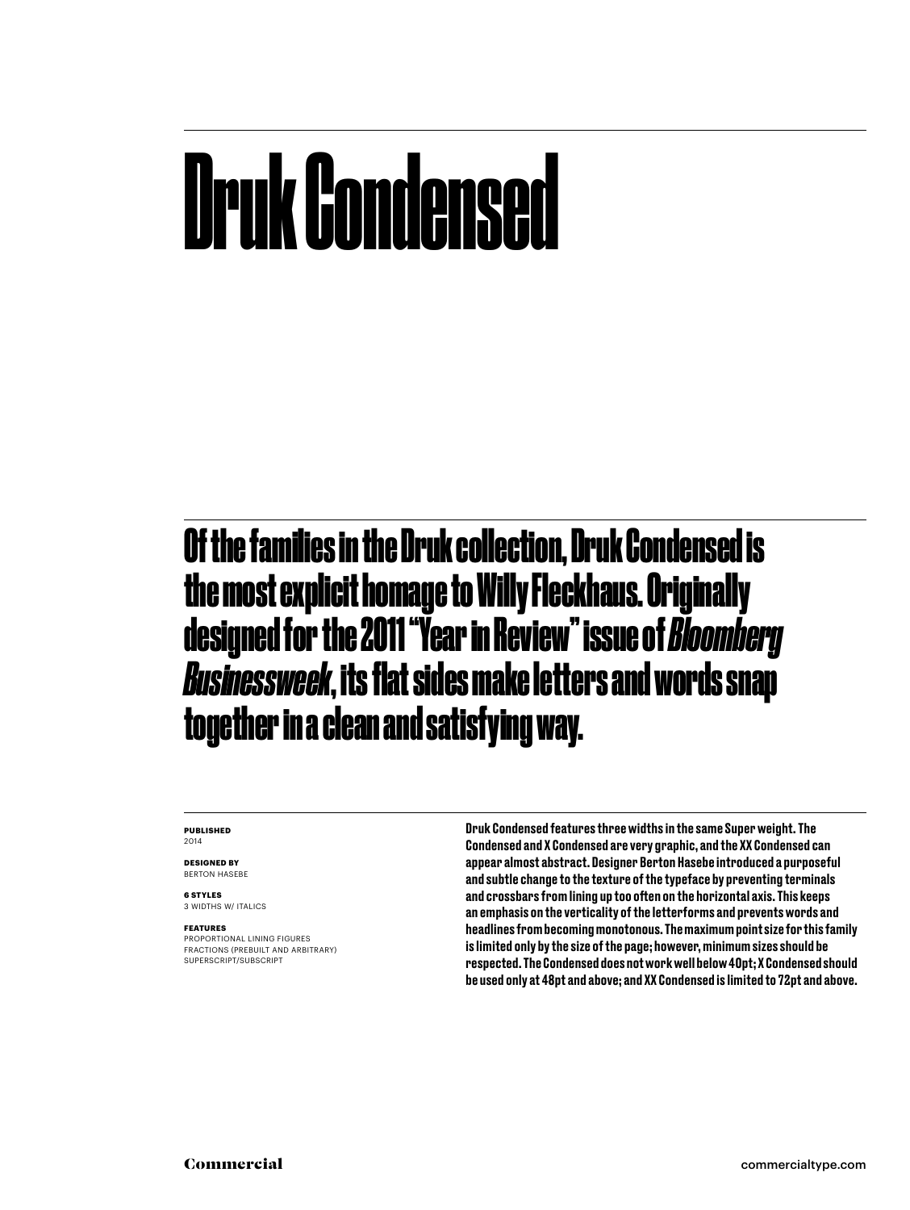# Druk Condensed

## Of the families in the Druk collection, Druk Condensed is the most explicit homage to Willy Fleckhaus. Originally designed for the 2011 "Year in Review" issue of *Bloomberg Businessweek*, its flat sides make letters and words snap together in a clean and satisfying way.

**PUBLISHED**
2014

**DESIGNED BY**
BERTON HASEBE

**6 STYLES**
3 WIDTHS W/ ITALICS

**FEATURES**
PROPORTIONAL LINING FIGURES
FRACTIONS (PREBUILT AND ARBITRARY)
SUPERSCRIPT/SUBSCRIPT

**Druk Condensed features three widths in the same Super weight. The Condensed and X Condensed are very graphic, and the XX Condensed can appear almost abstract. Designer Berton Hasebe introduced a purposeful and subtle change to the texture of the typeface by preventing terminals and crossbars from lining up too often on the horizontal axis. This keeps an emphasis on the verticality of the letterforms and prevents words and headlines from becoming monotonous. The maximum point size for this family is limited only by the size of the page; however, minimum sizes should be respected. The Condensed does not work well below 40pt; X Condensed should be used only at 48pt and above; and XX Condensed is limited to 72pt and above.**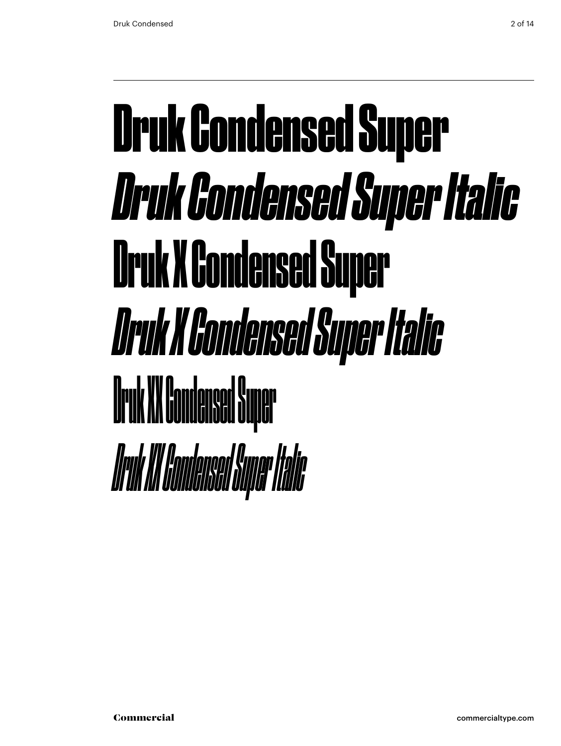Druk Condensed Super

*Druk Condensed Super Italic*

Druk X Condensed Super

*Druk X Condensed Super Italic*

Druk XX Condensed Super

*Druk XX Condensed Super Italic*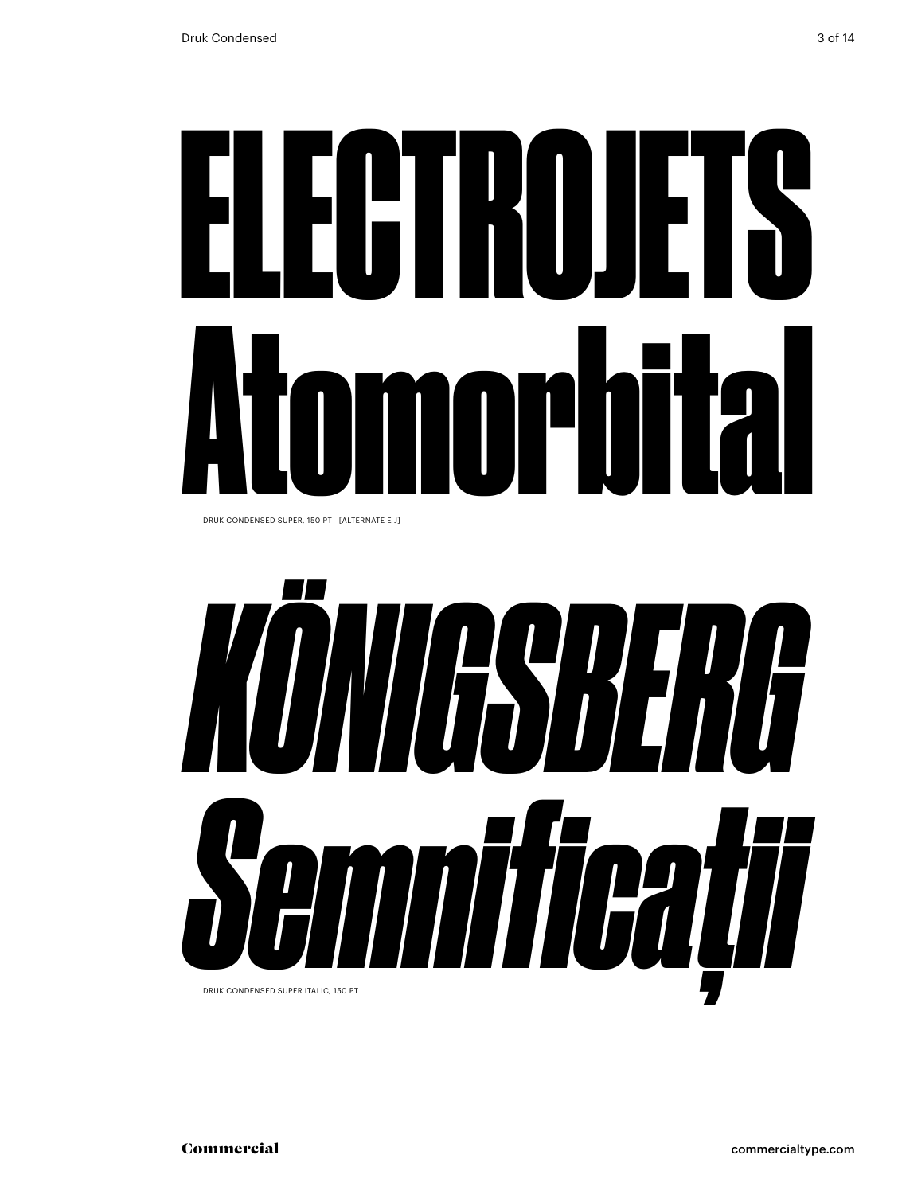# ELECTROJETS
# Atomorbital

DRUK CONDENSED SUPER, 150 PT [ALTERNATE E J]

# *KÖNIGSBERG*
# *Semnificații*

DRUK CONDENSED SUPER ITALIC, 150 PT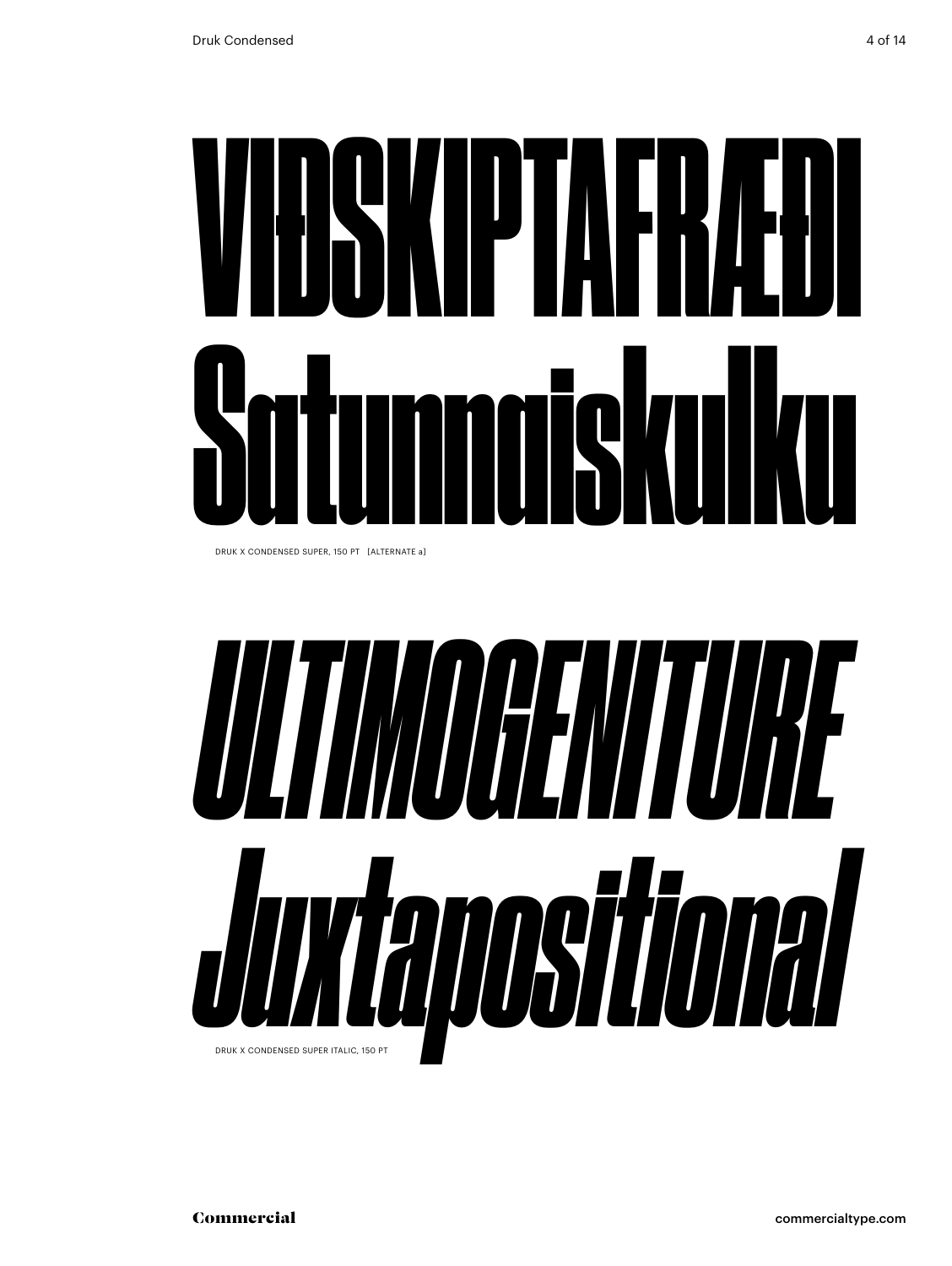VIÐSKIPTAFRÆÐI
Saturnaiskulku

DRUK X CONDENSED SUPER, 150 PT [ALTERNATE a]

*ULTIMOGENITURE*
*Juxtapositional*

DRUK X CONDENSED SUPER ITALIC, 150 PT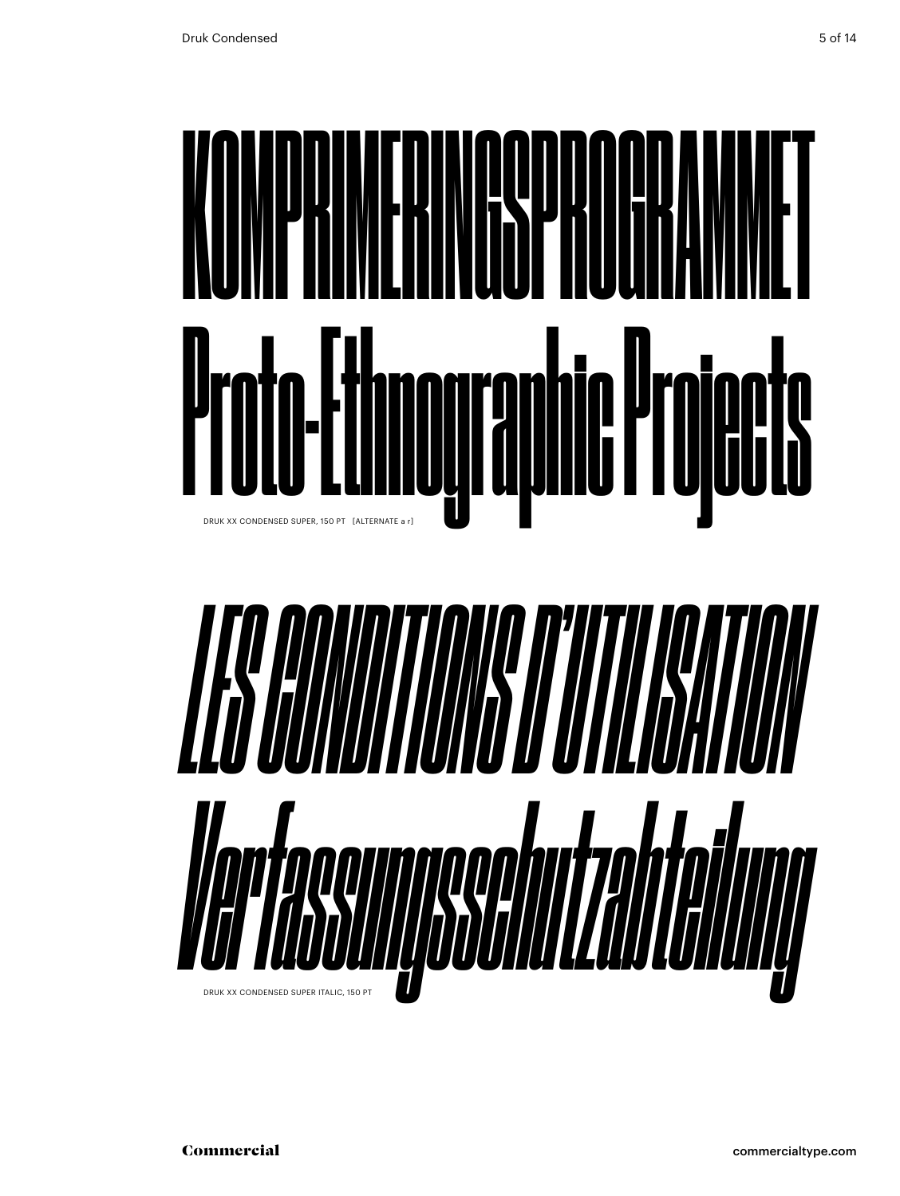KOMPRIMERINGSPROGRAMMET

Proto-Ethnographic Projects

DRUK XX CONDENSED SUPER, 150 PT [ALTERNATE a r]

*LES CONDITIONS D'UTILISATION*

*Verfassungsschutzabteilung*

DRUK XX CONDENSED SUPER ITALIC, 150 PT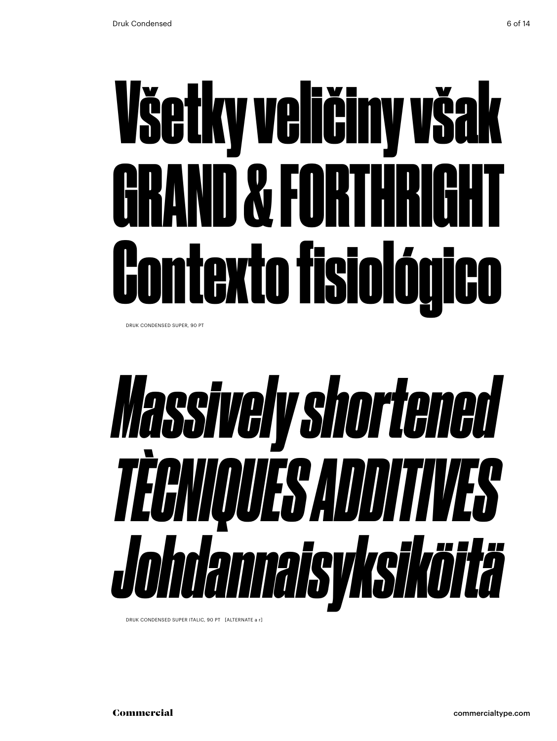# Všetky veličiny však
# GRAND & FORTHRIGHT
# Contexto fisiológico

DRUK CONDENSED SUPER, 90 PT

# *Massively shortened*
# *TÈCNIQUES ADDITIVES*
# *Johdannaisyksiköitä*

DRUK CONDENSED SUPER ITALIC, 90 PT [ALTERNATE a r]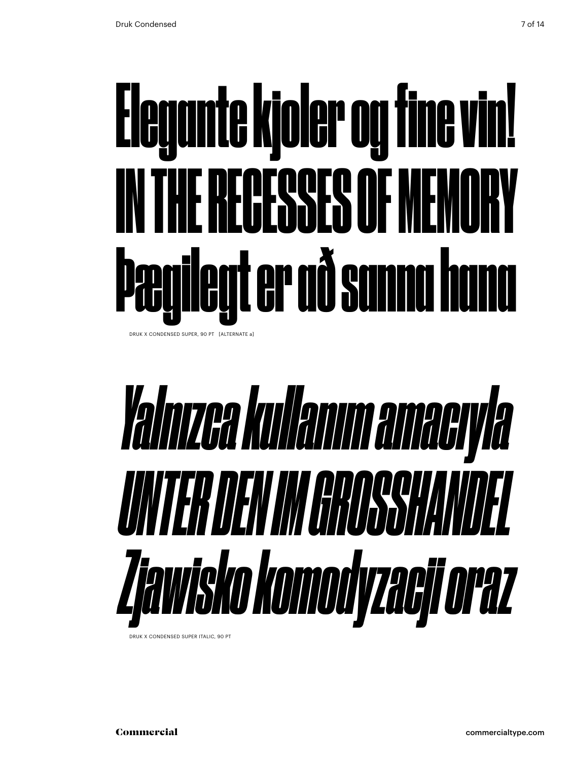# Elegante kjoler og fine vin!
# IN THE RECESSES OF MEMORY
# Þægilegt er að sanna hana

DRUK X CONDENSED SUPER, 90 PT [ALTERNATE a]

# *Yalnızca kullanım amacıyla*
# *UNTER DEN IM GROSSHANDEL*
# *Zjawisko komodyzacji oraz*

DRUK X CONDENSED SUPER ITALIC, 90 PT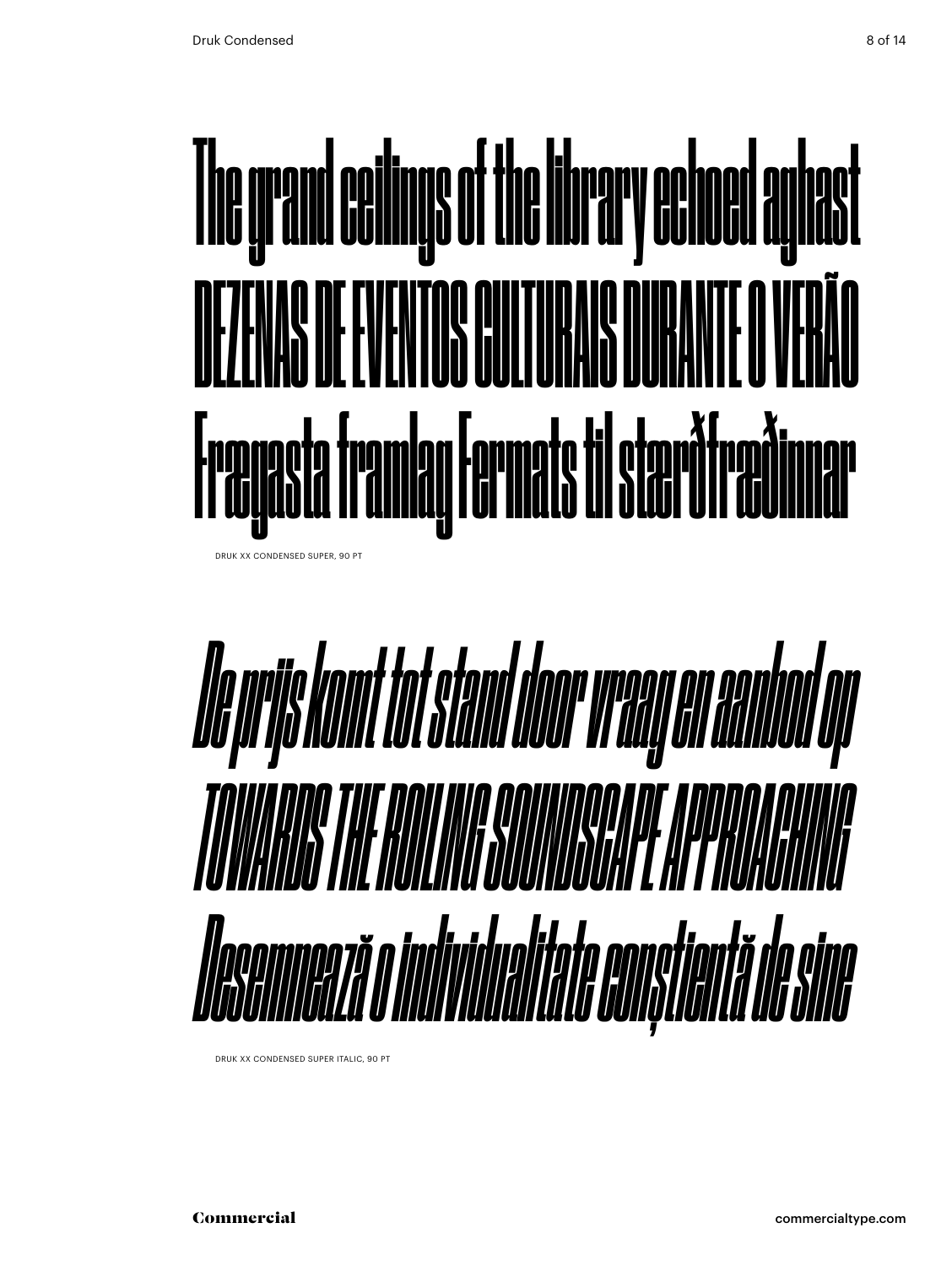The grand ceilings of the library echoed aghast
DEZENAS DE EVENTOS CULTURAIS DURANTE O VERÃO
Frægasta framlag Fermats til stærðfræðinnar

DRUK XX CONDENSED SUPER, 90 PT

*De prijs komt tot stand door vraag en aanbod op*
*TOWARDS THE ROLLING SOUNDSCAPE APPROACHING*
*Desemnează o individualitate conștientă de sine*

DRUK XX CONDENSED SUPER ITALIC, 90 PT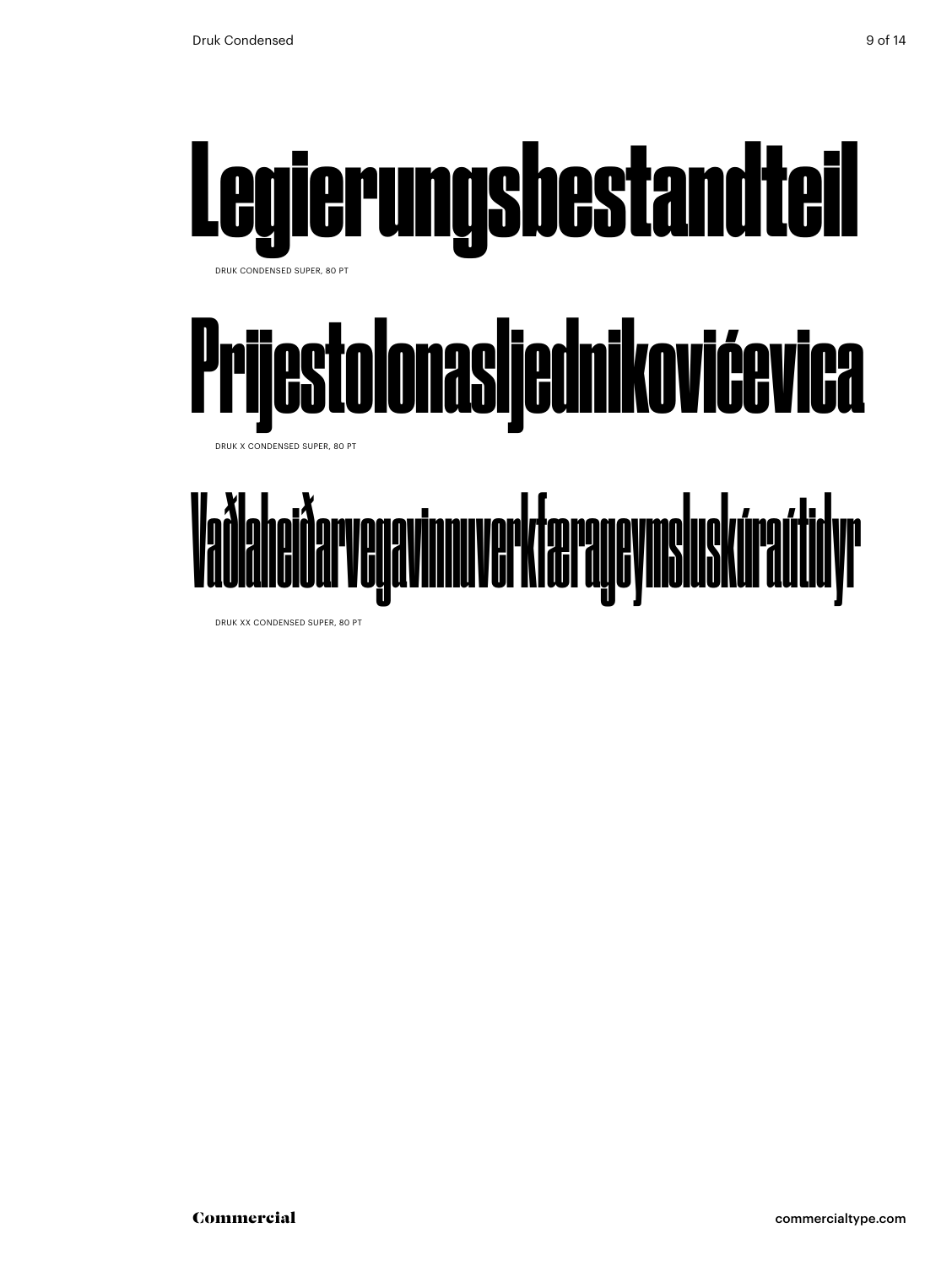# Legierungsbestandteil

DRUK CONDENSED SUPER, 80 PT

# Prijestolonasljednikovićevica

DRUK X CONDENSED SUPER, 80 PT

# Vaðlaheiðarvegavinnuverkfærageymsluskúraútidyr

DRUK XX CONDENSED SUPER, 80 PT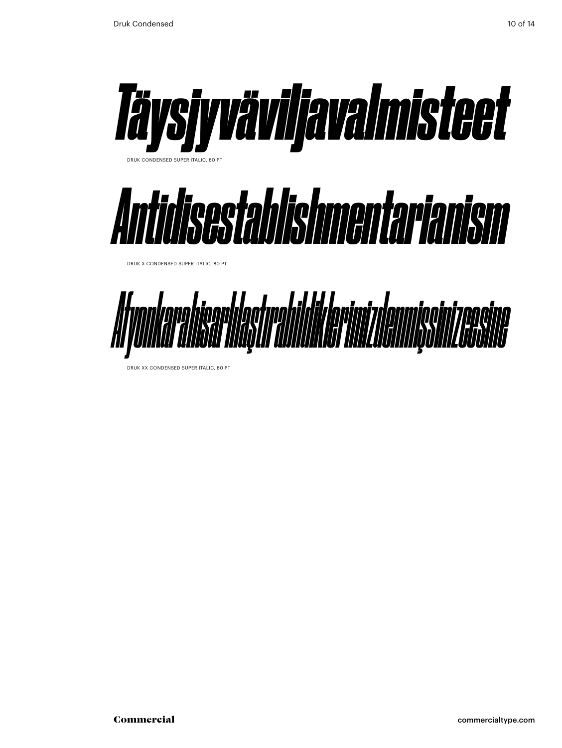# *Täysjyväviljavalmisteet*

DRUK CONDENSED SUPER ITALIC, 80 PT

# *Antidisestablishmentarianism*

DRUK X CONDENSED SUPER ITALIC, 80 PT

# *Afyonkarahisarlılaştırabildiklerimizdenmişsinizcesine*

DRUK XX CONDENSED SUPER ITALIC, 80 PT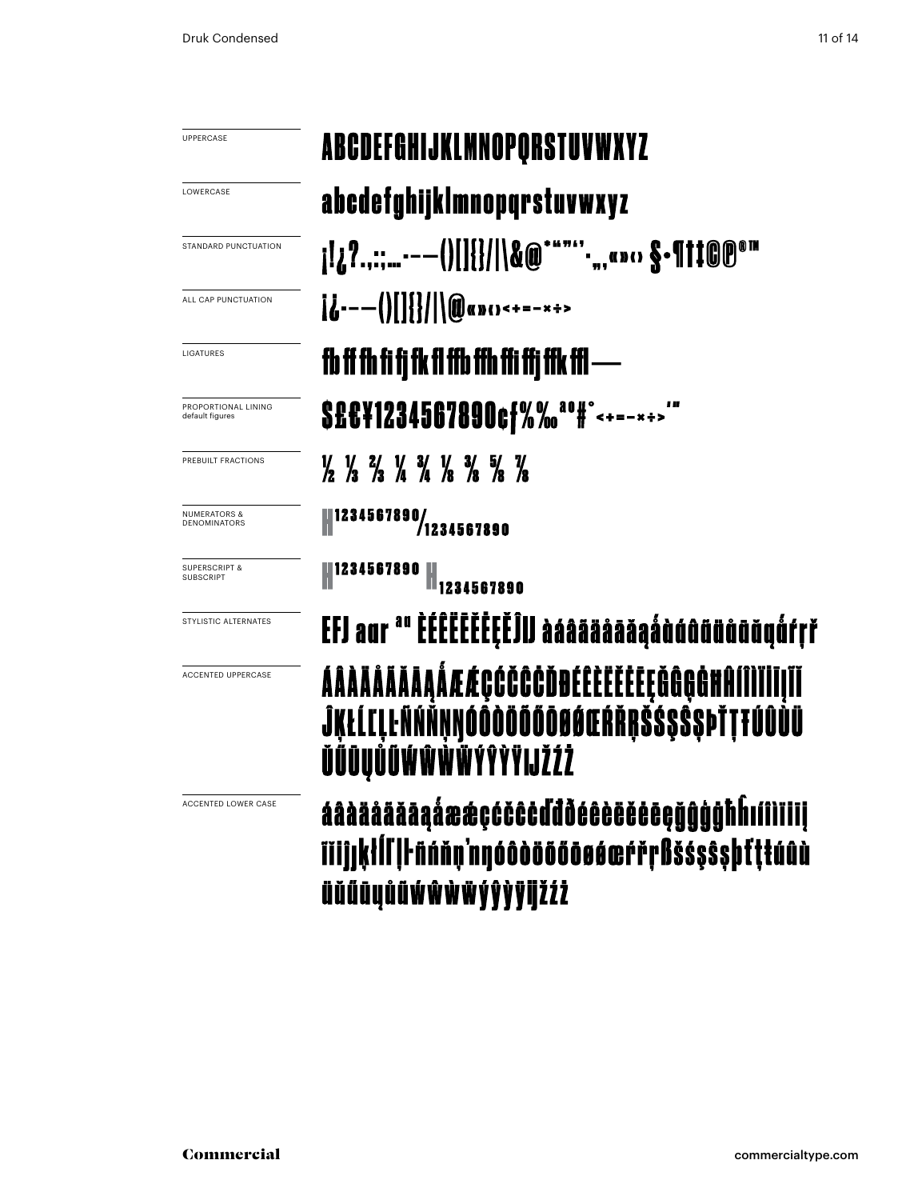| | |
|---|---|
| UPPERCASE | ABCDEFGHIJKLMNOPQRSTUVWXYZ |
| LOWERCASE | abcdefghijklmnopqrstuvwxyz |
| STANDARD PUNCTUATION | ¡!¿?.,:;…-–—()[]{}/\|\&@*"""''·„‚«»‹› §•¶†‡©℗®™ |
| ALL CAP PUNCTUATION | ¡¿-–—()[]{}/\|\@«»‹›<+=-×÷> |
| LIGATURES | fb ff fh fi fj fk fl ffb ffh ffi ffj ffk ffl — |
| PROPORTIONAL LINING default figures | $£€¥1234567890¢ƒ%‰ªº#°<+=-×÷>'" |
| PREBUILT FRACTIONS | ½ ⅓ ⅔ ¼ ¾ ⅛ ⅜ ⅝ ⅞ |
| NUMERATORS & DENOMINATORS | H1234567890/1234567890 |
| SUPERSCRIPT & SUBSCRIPT | H1234567890 H1234567890 |
| STYLISTIC ALTERNATES | EFJ aɑr ªɑ ÈÉÊËĒĔĖĘĚĴIJ àáâãäåāăąǻàáâãäåāăąǻŕŗř |
| ACCENTED UPPERCASE | ÁÂÀÄÅÃĂĀĄǺÆǼÇĆČĈĊĎĐÉÊÈËĚĖĒĘĞĜĢĠĦĤÍÎÌÏĪĮĨĬĴĶŁĹĽĻĿÑŃŇŅŊÓÔÒÖÕŐŌØǾŒŔŘŖŠŚŞŜȘÞŤŢŦÚÛÙÜŬŰŪŲŮŨẂŴẀẄÝŶỲŸĲŽŹŻ |
| ACCENTED LOWER CASE | áâàäåãăāąǻæǽçćčĉċďđðéêèëěėēęğĝģġħĥıíîìïīįĩĭȷĵķłĺľļŀñńňņŉŋóôòöõőōøǿœŕřŗßšśşŝșþťţŧúûùüŭűūųůũẃŵẁẅýŷỳÿĳžźż |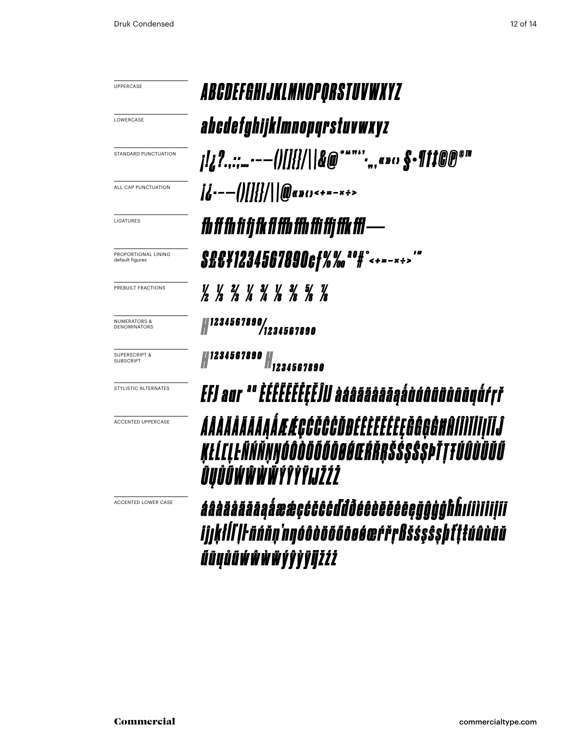UPPERCASE

ABCDEFGHIJKLMNOPQRSTUVWXYZ

LOWERCASE

abcdefghijklmnopqrstuvwxyz

STANDARD PUNCTUATION

¡!¿?.,:;…·-–—()[]{}/\|&@*"""''‚„«»‹› §•¶†‡©℗®™

ALL CAP PUNCTUATION

¡¿·-–—()[]{}/\|@«»‹›<+=-×÷>

LIGATURES

fbfffhfifjfkflffbfffhffiffjffkffl—

PROPORTIONAL LINING
default figures

$£€¥1234567890¢ƒ%‰ªº#°<+=-×÷>'"

PREBUILT FRACTIONS

½ ⅓ ⅔ ¼ ¾ ⅛ ⅜ ⅝ ⅞

NUMERATORS & DENOMINATORS

H1234567890/1234567890

SUPERSCRIPT & SUBSCRIPT

H1234567890 H1234567890

STYLISTIC ALTERNATES

EFJ aar ªº ÈÉÊËĒĔĖĘĚĴIJ àáâãäåāăąǻàáâãäåāăąǻŕŗř

ACCENTED UPPERCASE

ÁÂÀÄÅÃĂĀĄǺÆǼÇĆČĈĊĎĐÉÊÈËĚĖĒĘĞĜĢĠĦĤÍÎÌÏĪĮĨĬĴĶŁĹĽĻĿÑŃŇŅŊÓÔÒÖÕŐŌØǾŒŔŘŖŠŚŞŜȘÞŤŢŦÚÛÙÜŬŰŪŲŮŨẂŴẀẄÝŶỲŸĲŽŹŻ

ACCENTED LOWER CASE

áâàäåãăāąǻæǽçćčĉċďđðéêèëěėēęğĝģġħĥıíîìïīįĩĭȷĵķłĺľļŀñńňņŉŋóôòöõőōøǿœŕřŗßšśşŝșþťţŧúûùüŭűūųůũẃŵẁẅýŷỳÿĳžźż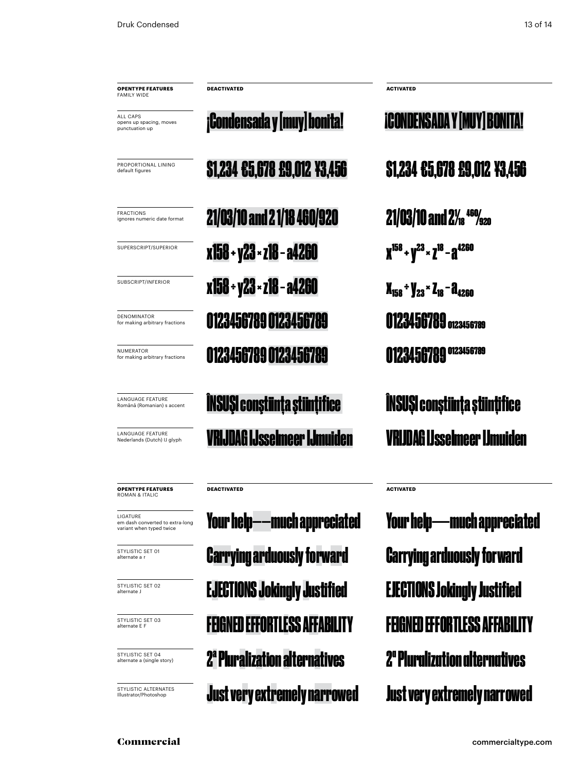| **OPENTYPE FEATURES** FAMILY WIDE | **DEACTIVATED** | **ACTIVATED** |
| --- | --- | --- |
| ALL CAPS opens up spacing, moves punctuation up | ¡Condensada y [muy] bonita! | ¡CONDENSADA Y [MUY] BONITA! |
| PROPORTIONAL LINING default figures | $1,234 €5,678 £9,012 ¥3,456 | $1,234 €5,678 £9,012 ¥3,456 |
| FRACTIONS ignores numeric date format | 21/03/10 and 2 1/18 460/920 | 21/03/10 and 2 1/18 460/920 |
| SUPERSCRIPT/SUPERIOR | x158 + y23 × z18 – a4260 | $x^{158} + y^{23} \times z^{18} - a^{4260}$ |
| SUBSCRIPT/INFERIOR | x158 + y23 × z18 – a4260 | $x_{158} + y_{23} \times z_{18} - a_{4260}$ |
| DENOMINATOR for making arbitrary fractions | 0123456789 0123456789 | 0123456789 $_{0123456789}$ |
| NUMERATOR for making arbitrary fractions | 0123456789 0123456789 | 0123456789 $^{0123456789}$ |
| LANGUAGE FEATURE Română (Romanian) s accent | ÎNSUŞI conştiinţa ştiinţifice | ÎNSUȘI conștiința științifice |
| LANGUAGE FEATURE Nederlands (Dutch) IJ glyph | VRIJDAG IJsselmeer IJmuiden | VRIJDAG IJsselmeer IJmuiden |

| **OPENTYPE FEATURES** ROMAN & ITALIC | **DEACTIVATED** | **ACTIVATED** |
| --- | --- | --- |
| LIGATURE em dash converted to extra-long variant when typed twice | Your help——much appreciated | Your help—much appreciated |
| STYLISTIC SET 01 alternate a r | Carrying arduously forward | Carrying arduously forward |
| STYLISTIC SET 02 alternate J | EJECTIONS Jokingly Justified | EJECTIONS Jokingly Justified |
| STYLISTIC SET 03 alternate E F | FEIGNED EFFORTLESS AFFABILITY | FEIGNED EFFORTLESS AFFABILITY |
| STYLISTIC SET 04 alternate a (single story) | 2ª Pluralization alternatives | 2ª Pluralization alternatives |
| STYLISTIC ALTERNATES Illustrator/Photoshop | Just very extremely narrowed | Just very extremely narrowed |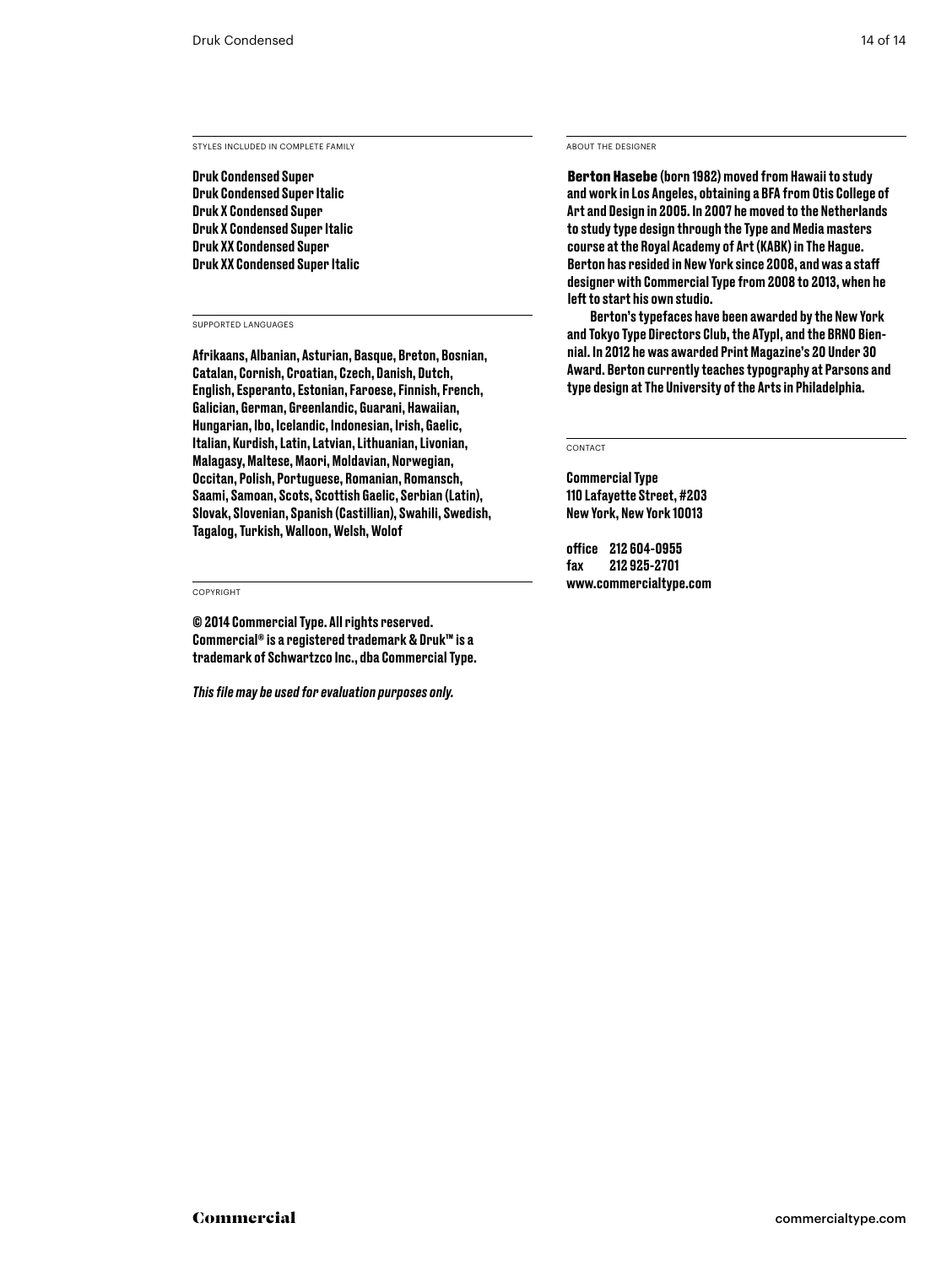## STYLES INCLUDED IN COMPLETE FAMILY

**Druk Condensed Super**
**Druk Condensed Super Italic**
**Druk X Condensed Super**
**Druk X Condensed Super Italic**
**Druk XX Condensed Super**
**Druk XX Condensed Super Italic**

## SUPPORTED LANGUAGES

**Afrikaans, Albanian, Asturian, Basque, Breton, Bosnian, Catalan, Cornish, Croatian, Czech, Danish, Dutch, English, Esperanto, Estonian, Faroese, Finnish, French, Galician, German, Greenlandic, Guarani, Hawaiian, Hungarian, Ibo, Icelandic, Indonesian, Irish, Gaelic, Italian, Kurdish, Latin, Latvian, Lithuanian, Livonian, Malagasy, Maltese, Maori, Moldavian, Norwegian, Occitan, Polish, Portuguese, Romanian, Romansch, Saami, Samoan, Scots, Scottish Gaelic, Serbian (Latin), Slovak, Slovenian, Spanish (Castillian), Swahili, Swedish, Tagalog, Turkish, Walloon, Welsh, Wolof**

## COPYRIGHT

**© 2014 Commercial Type. All rights reserved. Commercial® is a registered trademark & Druk™ is a trademark of Schwartzco Inc., dba Commercial Type.**

***This file may be used for evaluation purposes only.***

## ABOUT THE DESIGNER

**Berton Hasebe (born 1982) moved from Hawaii to study and work in Los Angeles, obtaining a BFA from Otis College of Art and Design in 2005. In 2007 he moved to the Netherlands to study type design through the Type and Media masters course at the Royal Academy of Art (KABK) in The Hague. Berton has resided in New York since 2008, and was a staff designer with Commercial Type from 2008 to 2013, when he left to start his own studio.**

**Berton's typefaces have been awarded by the New York and Tokyo Type Directors Club, the ATypI, and the BRNO Biennial. In 2012 he was awarded Print Magazine's 20 Under 30 Award. Berton currently teaches typography at Parsons and type design at The University of the Arts in Philadelphia.**

## CONTACT

**Commercial Type**
**110 Lafayette Street, #203**
**New York, New York 10013**

**office 212 604-0955**
**fax 212 925-2701**
**www.commercialtype.com**